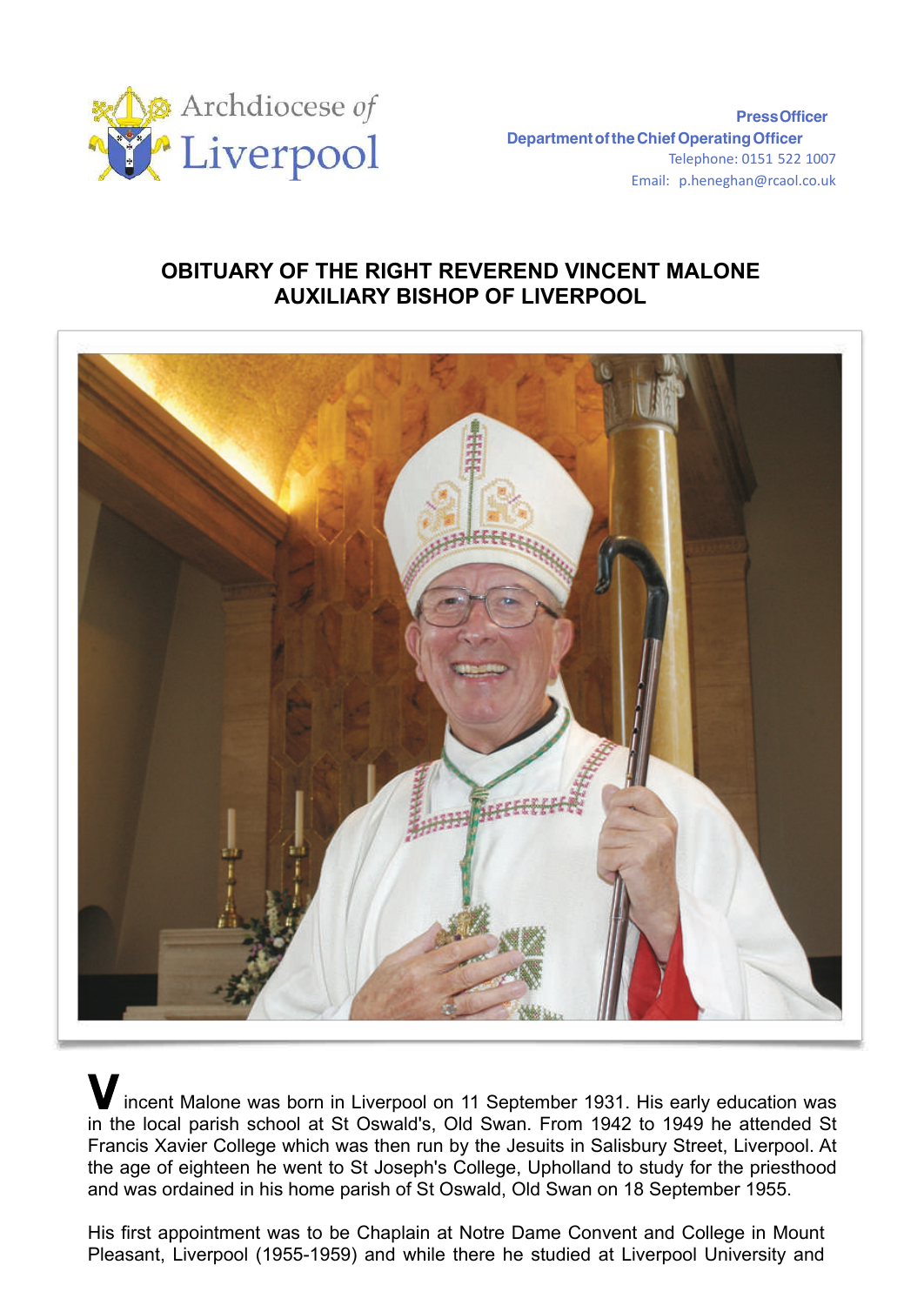Archdiocese of Liverpool

**Press Officer**
**Department of the Chief Operating Officer**
Telephone: 0151 522 1007
Email: p.heneghan@rcaol.co.uk

# OBITUARY OF THE RIGHT REVEREND VINCENT MALONE AUXILIARY BISHOP OF LIVERPOOL

Vincent Malone was born in Liverpool on 11 September 1931. His early education was in the local parish school at St Oswald's, Old Swan. From 1942 to 1949 he attended St Francis Xavier College which was then run by the Jesuits in Salisbury Street, Liverpool. At the age of eighteen he went to St Joseph's College, Upholland to study for the priesthood and was ordained in his home parish of St Oswald, Old Swan on 18 September 1955.

His first appointment was to be Chaplain at Notre Dame Convent and College in Mount Pleasant, Liverpool (1955-1959) and while there he studied at Liverpool University and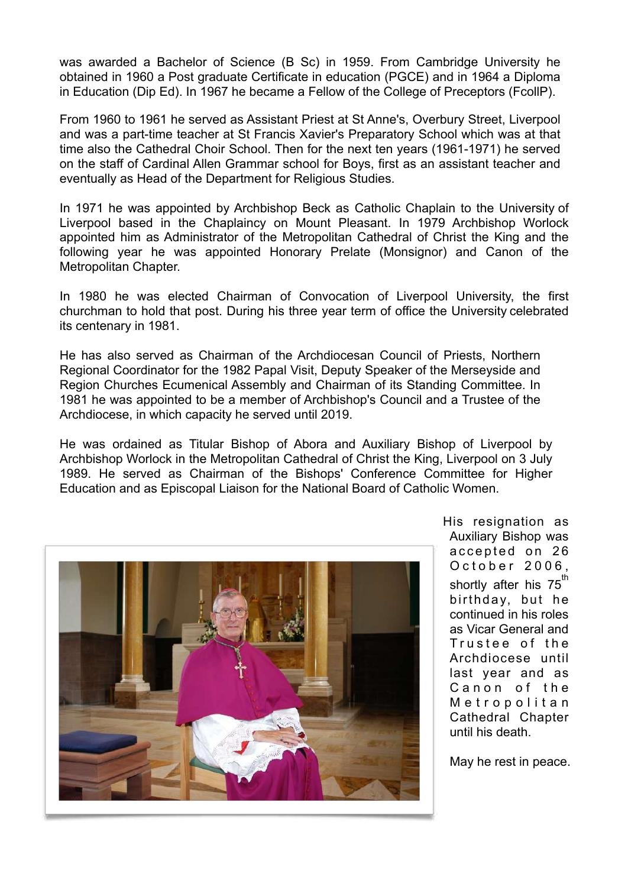was awarded a Bachelor of Science (B Sc) in 1959. From Cambridge University he obtained in 1960 a Post graduate Certificate in education (PGCE) and in 1964 a Diploma in Education (Dip Ed). In 1967 he became a Fellow of the College of Preceptors (FcollP).

From 1960 to 1961 he served as Assistant Priest at St Anne's, Overbury Street, Liverpool and was a part-time teacher at St Francis Xavier's Preparatory School which was at that time also the Cathedral Choir School. Then for the next ten years (1961-1971) he served on the staff of Cardinal Allen Grammar school for Boys, first as an assistant teacher and eventually as Head of the Department for Religious Studies.

In 1971 he was appointed by Archbishop Beck as Catholic Chaplain to the University of Liverpool based in the Chaplaincy on Mount Pleasant. In 1979 Archbishop Worlock appointed him as Administrator of the Metropolitan Cathedral of Christ the King and the following year he was appointed Honorary Prelate (Monsignor) and Canon of the Metropolitan Chapter.

In 1980 he was elected Chairman of Convocation of Liverpool University, the first churchman to hold that post. During his three year term of office the University celebrated its centenary in 1981.

He has also served as Chairman of the Archdiocesan Council of Priests, Northern Regional Coordinator for the 1982 Papal Visit, Deputy Speaker of the Merseyside and Region Churches Ecumenical Assembly and Chairman of its Standing Committee. In 1981 he was appointed to be a member of Archbishop's Council and a Trustee of the Archdiocese, in which capacity he served until 2019.

He was ordained as Titular Bishop of Abora and Auxiliary Bishop of Liverpool by Archbishop Worlock in the Metropolitan Cathedral of Christ the King, Liverpool on 3 July 1989. He served as Chairman of the Bishops' Conference Committee for Higher Education and as Episcopal Liaison for the National Board of Catholic Women.

His resignation as Auxiliary Bishop was accepted on 26 October 2006, shortly after his 75th birthday, but he continued in his roles as Vicar General and Trustee of the Archdiocese until last year and as Canon of the Metropolitan Cathedral Chapter until his death.

May he rest in peace.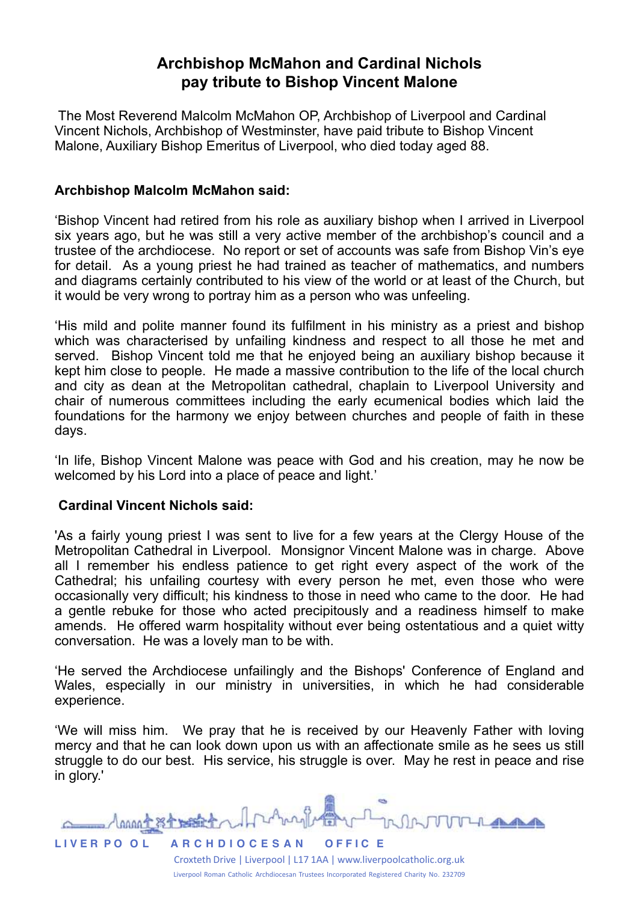# Archbishop McMahon and Cardinal Nichols pay tribute to Bishop Vincent Malone

The Most Reverend Malcolm McMahon OP, Archbishop of Liverpool and Cardinal Vincent Nichols, Archbishop of Westminster, have paid tribute to Bishop Vincent Malone, Auxiliary Bishop Emeritus of Liverpool, who died today aged 88.

**Archbishop Malcolm McMahon said:**

'Bishop Vincent had retired from his role as auxiliary bishop when I arrived in Liverpool six years ago, but he was still a very active member of the archbishop's council and a trustee of the archdiocese. No report or set of accounts was safe from Bishop Vin's eye for detail. As a young priest he had trained as teacher of mathematics, and numbers and diagrams certainly contributed to his view of the world or at least of the Church, but it would be very wrong to portray him as a person who was unfeeling.

'His mild and polite manner found its fulfilment in his ministry as a priest and bishop which was characterised by unfailing kindness and respect to all those he met and served. Bishop Vincent told me that he enjoyed being an auxiliary bishop because it kept him close to people. He made a massive contribution to the life of the local church and city as dean at the Metropolitan cathedral, chaplain to Liverpool University and chair of numerous committees including the early ecumenical bodies which laid the foundations for the harmony we enjoy between churches and people of faith in these days.

'In life, Bishop Vincent Malone was peace with God and his creation, may he now be welcomed by his Lord into a place of peace and light.'

**Cardinal Vincent Nichols said:**

'As a fairly young priest I was sent to live for a few years at the Clergy House of the Metropolitan Cathedral in Liverpool. Monsignor Vincent Malone was in charge. Above all I remember his endless patience to get right every aspect of the work of the Cathedral; his unfailing courtesy with every person he met, even those who were occasionally very difficult; his kindness to those in need who came to the door. He had a gentle rebuke for those who acted precipitously and a readiness himself to make amends. He offered warm hospitality without ever being ostentatious and a quiet witty conversation. He was a lovely man to be with.

'He served the Archdiocese unfailingly and the Bishops' Conference of England and Wales, especially in our ministry in universities, in which he had considerable experience.

'We will miss him. We pray that he is received by our Heavenly Father with loving mercy and that he can look down upon us with an affectionate smile as he sees us still struggle to do our best. His service, his struggle is over. May he rest in peace and rise in glory.'

LIVERPOOL ARCHDIOCESAN OFFICE

Croxteth Drive | Liverpool | L17 1AA | www.liverpoolcatholic.org.uk

Liverpool Roman Catholic Archdiocesan Trustees Incorporated Registered Charity No. 232709